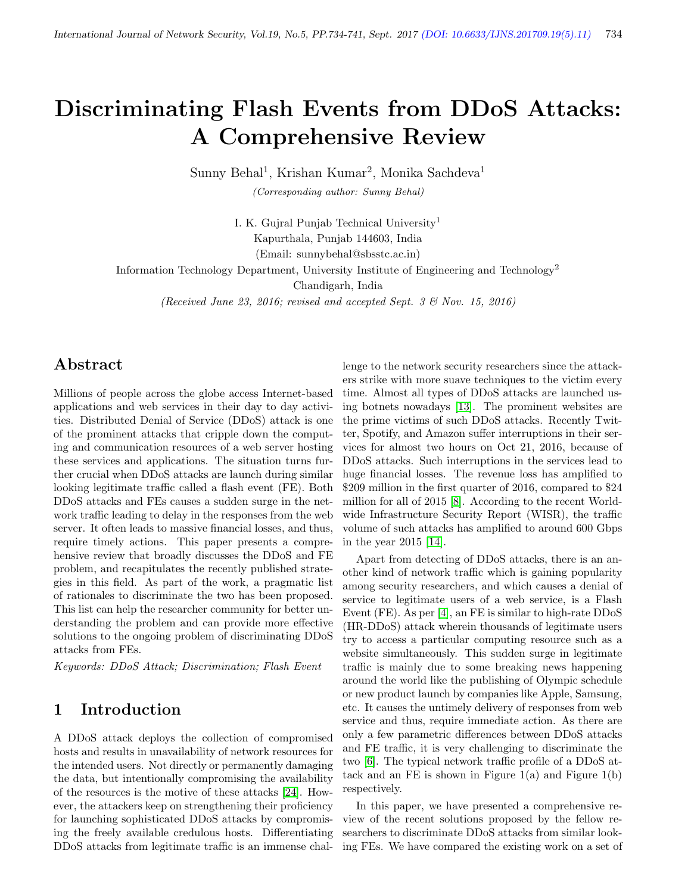# Discriminating Flash Events from DDoS Attacks: A Comprehensive Review

Sunny Behal[1], Krishan Kumar[2], Monika Sachdeva[1]

*(Corresponding author: Sunny Behal)*

I. K. Gujral Punjab Technical University[1]

Kapurthala, Punjab 144603, India

(Email: sunnybehal@sbsstc.ac.in)

Information Technology Department, University Institute of Engineering and Technology[2]

Chandigarh, India

*(Received June 23, 2016; revised and accepted Sept. 3 & Nov. 15, 2016)*

## Abstract

Millions of people across the globe access Internet-based applications and web services in their day to day activities. Distributed Denial of Service (DDoS) attack is one of the prominent attacks that cripple down the computing and communication resources of a web server hosting these services and applications. The situation turns further crucial when DDoS attacks are launch during similar looking legitimate traffic called a flash event (FE). Both DDoS attacks and FEs causes a sudden surge in the network traffic leading to delay in the responses from the web server. It often leads to massive financial losses, and thus, require timely actions. This paper presents a comprehensive review that broadly discusses the DDoS and FE problem, and recapitulates the recently published strategies in this field. As part of the work, a pragmatic list of rationales to discriminate the two has been proposed. This list can help the researcher community for better understanding the problem and can provide more effective solutions to the ongoing problem of discriminating DDoS attacks from FEs.

*Keywords: DDoS Attack; Discrimination; Flash Event*

## 1 Introduction

A DDoS attack deploys the collection of compromised hosts and results in unavailability of network resources for the intended users. Not directly or permanently damaging the data, but intentionally compromising the availability of the resources is the motive of these attacks [24]. However, the attackers keep on strengthening their proficiency for launching sophisticated DDoS attacks by compromising the freely available credulous hosts. Differentiating DDoS attacks from legitimate traffic is an immense challenge to the network security researchers since the attackers strike with more suave techniques to the victim every time. Almost all types of DDoS attacks are launched using botnets nowadays [13]. The prominent websites are the prime victims of such DDoS attacks. Recently Twitter, Spotify, and Amazon suffer interruptions in their services for almost two hours on Oct 21, 2016, because of DDoS attacks. Such interruptions in the services lead to huge financial losses. The revenue loss has amplified to \$209 million in the first quarter of 2016, compared to \$24 million for all of 2015 [8]. According to the recent Worldwide Infrastructure Security Report (WISR), the traffic volume of such attacks has amplified to around 600 Gbps in the year 2015 [14].

Apart from detecting of DDoS attacks, there is an another kind of network traffic which is gaining popularity among security researchers, and which causes a denial of service to legitimate users of a web service, is a Flash Event (FE). As per [4], an FE is similar to high-rate DDoS (HR-DDoS) attack wherein thousands of legitimate users try to access a particular computing resource such as a website simultaneously. This sudden surge in legitimate traffic is mainly due to some breaking news happening around the world like the publishing of Olympic schedule or new product launch by companies like Apple, Samsung, etc. It causes the untimely delivery of responses from web service and thus, require immediate action. As there are only a few parametric differences between DDoS attacks and FE traffic, it is very challenging to discriminate the two [6]. The typical network traffic profile of a DDoS attack and an FE is shown in Figure 1(a) and Figure 1(b) respectively.

In this paper, we have presented a comprehensive review of the recent solutions proposed by the fellow researchers to discriminate DDoS attacks from similar looking FEs. We have compared the existing work on a set of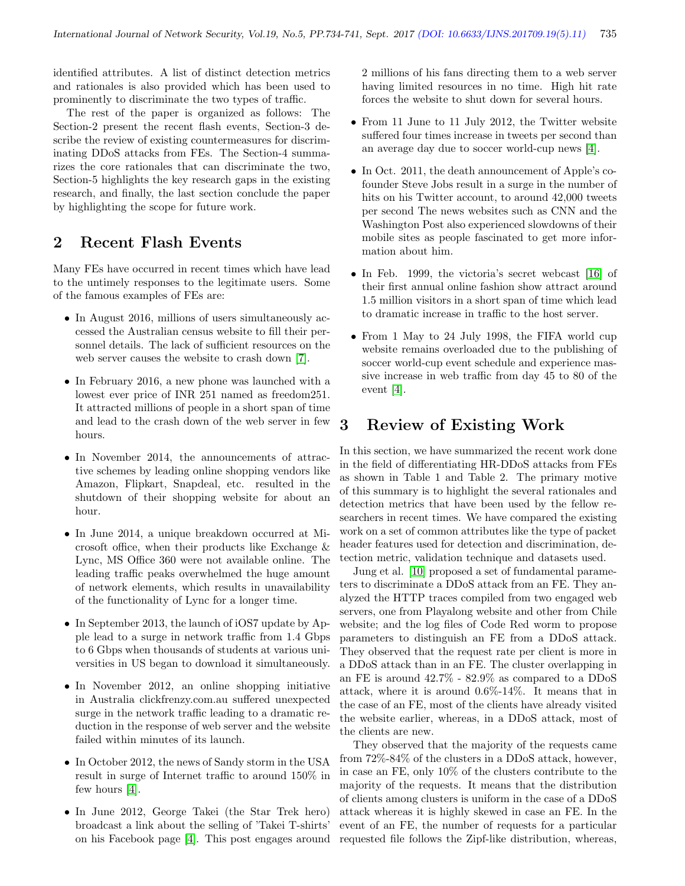identified attributes. A list of distinct detection metrics and rationales is also provided which has been used to prominently to discriminate the two types of traffic.

The rest of the paper is organized as follows: The Section-2 present the recent flash events, Section-3 describe the review of existing countermeasures for discriminating DDoS attacks from FEs. The Section-4 summarizes the core rationales that can discriminate the two, Section-5 highlights the key research gaps in the existing research, and finally, the last section conclude the paper by highlighting the scope for future work.

## 2 Recent Flash Events

Many FEs have occurred in recent times which have lead to the untimely responses to the legitimate users. Some of the famous examples of FEs are:

- In August 2016, millions of users simultaneously accessed the Australian census website to fill their personnel details. The lack of sufficient resources on the web server causes the website to crash down [7].
- In February 2016, a new phone was launched with a lowest ever price of INR 251 named as freedom251. It attracted millions of people in a short span of time and lead to the crash down of the web server in few hours.
- In November 2014, the announcements of attractive schemes by leading online shopping vendors like Amazon, Flipkart, Snapdeal, etc. resulted in the shutdown of their shopping website for about an hour.
- In June 2014, a unique breakdown occurred at Microsoft office, when their products like Exchange & Lync, MS Office 360 were not available online. The leading traffic peaks overwhelmed the huge amount of network elements, which results in unavailability of the functionality of Lync for a longer time.
- In September 2013, the launch of iOS7 update by Apple lead to a surge in network traffic from 1.4 Gbps to 6 Gbps when thousands of students at various universities in US began to download it simultaneously.
- In November 2012, an online shopping initiative in Australia clickfrenzy.com.au suffered unexpected surge in the network traffic leading to a dramatic reduction in the response of web server and the website failed within minutes of its launch.
- In October 2012, the news of Sandy storm in the USA result in surge of Internet traffic to around 150% in few hours [4].
- In June 2012, George Takei (the Star Trek hero) broadcast a link about the selling of 'Takei T-shirts' on his Facebook page [4]. This post engages around 2 millions of his fans directing them to a web server having limited resources in no time. High hit rate forces the website to shut down for several hours.
- From 11 June to 11 July 2012, the Twitter website suffered four times increase in tweets per second than an average day due to soccer world-cup news [4].
- In Oct. 2011, the death announcement of Apple's cofounder Steve Jobs result in a surge in the number of hits on his Twitter account, to around 42,000 tweets per second The news websites such as CNN and the Washington Post also experienced slowdowns of their mobile sites as people fascinated to get more information about him.
- In Feb. 1999, the victoria's secret webcast [16] of their first annual online fashion show attract around 1.5 million visitors in a short span of time which lead to dramatic increase in traffic to the host server.
- From 1 May to 24 July 1998, the FIFA world cup website remains overloaded due to the publishing of soccer world-cup event schedule and experience massive increase in web traffic from day 45 to 80 of the event [4].

## 3 Review of Existing Work

In this section, we have summarized the recent work done in the field of differentiating HR-DDoS attacks from FEs as shown in Table 1 and Table 2. The primary motive of this summary is to highlight the several rationales and detection metrics that have been used by the fellow researchers in recent times. We have compared the existing work on a set of common attributes like the type of packet header features used for detection and discrimination, detection metric, validation technique and datasets used.

Jung et al. [10] proposed a set of fundamental parameters to discriminate a DDoS attack from an FE. They analyzed the HTTP traces compiled from two engaged web servers, one from Playalong website and other from Chile website; and the log files of Code Red worm to propose parameters to distinguish an FE from a DDoS attack. They observed that the request rate per client is more in a DDoS attack than in an FE. The cluster overlapping in an FE is around 42.7% - 82.9% as compared to a DDoS attack, where it is around 0.6%-14%. It means that in the case of an FE, most of the clients have already visited the website earlier, whereas, in a DDoS attack, most of the clients are new.

They observed that the majority of the requests came from 72%-84% of the clusters in a DDoS attack, however, in case an FE, only 10% of the clusters contribute to the majority of the requests. It means that the distribution of clients among clusters is uniform in the case of a DDoS attack whereas it is highly skewed in case an FE. In the event of an FE, the number of requests for a particular requested file follows the Zipf-like distribution, whereas,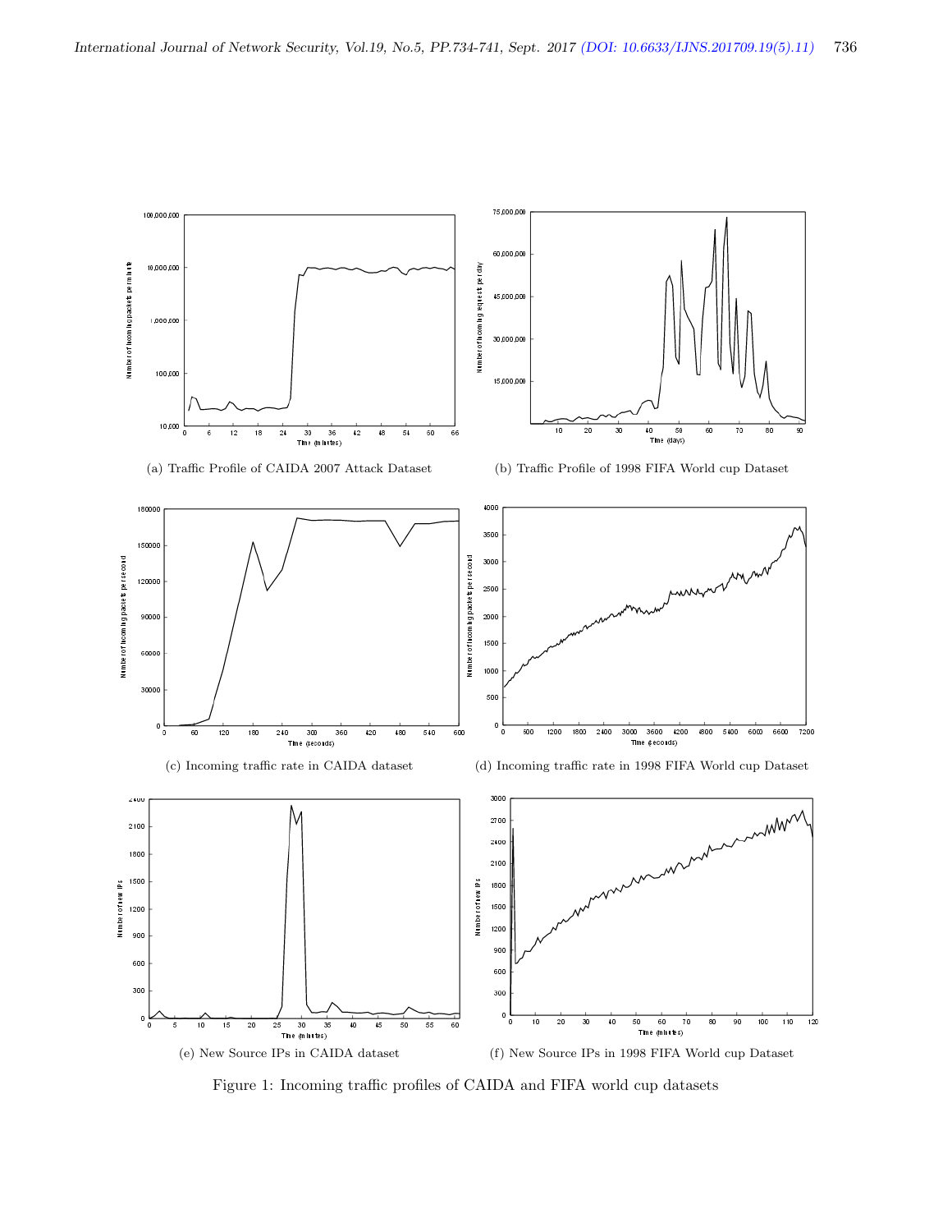(a) Traffic Profile of CAIDA 2007 Attack Dataset

(b) Traffic Profile of 1998 FIFA World cup Dataset

(c) Incoming traffic rate in CAIDA dataset

(d) Incoming traffic rate in 1998 FIFA World cup Dataset

(e) New Source IPs in CAIDA dataset

(f) New Source IPs in 1998 FIFA World cup Dataset

Figure 1: Incoming traffic profiles of CAIDA and FIFA world cup datasets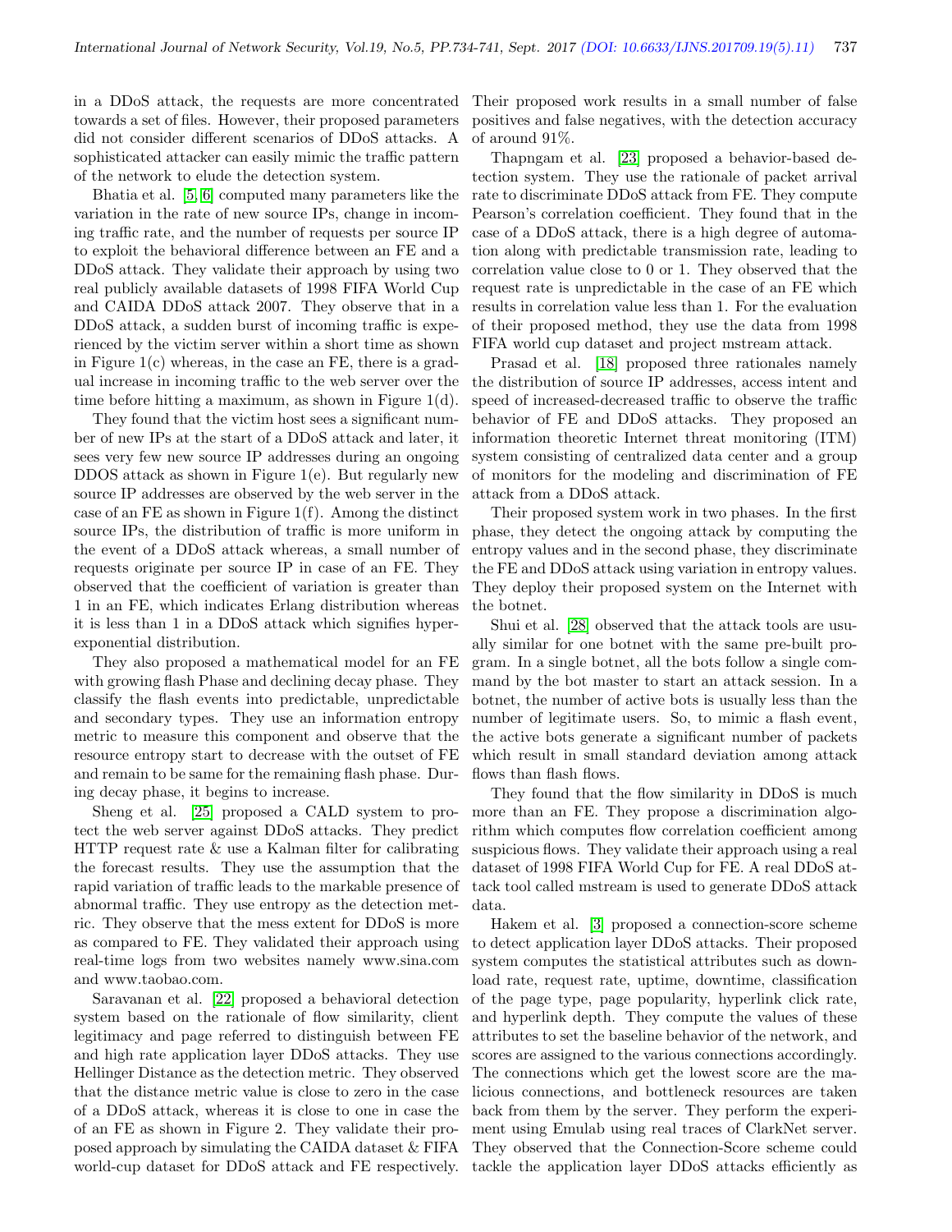in a DDoS attack, the requests are more concentrated towards a set of files. However, their proposed parameters did not consider different scenarios of DDoS attacks. A sophisticated attacker can easily mimic the traffic pattern of the network to elude the detection system.

Bhatia et al. [5, 6] computed many parameters like the variation in the rate of new source IPs, change in incoming traffic rate, and the number of requests per source IP to exploit the behavioral difference between an FE and a DDoS attack. They validate their approach by using two real publicly available datasets of 1998 FIFA World Cup and CAIDA DDoS attack 2007. They observe that in a DDoS attack, a sudden burst of incoming traffic is experienced by the victim server within a short time as shown in Figure 1(c) whereas, in the case an FE, there is a gradual increase in incoming traffic to the web server over the time before hitting a maximum, as shown in Figure 1(d).

They found that the victim host sees a significant number of new IPs at the start of a DDoS attack and later, it sees very few new source IP addresses during an ongoing DDOS attack as shown in Figure 1(e). But regularly new source IP addresses are observed by the web server in the case of an FE as shown in Figure 1(f). Among the distinct source IPs, the distribution of traffic is more uniform in the event of a DDoS attack whereas, a small number of requests originate per source IP in case of an FE. They observed that the coefficient of variation is greater than 1 in an FE, which indicates Erlang distribution whereas it is less than 1 in a DDoS attack which signifies hyper-exponential distribution.

They also proposed a mathematical model for an FE with growing flash Phase and declining decay phase. They classify the flash events into predictable, unpredictable and secondary types. They use an information entropy metric to measure this component and observe that the resource entropy start to decrease with the outset of FE and remain to be same for the remaining flash phase. During decay phase, it begins to increase.

Sheng et al. [25] proposed a CALD system to protect the web server against DDoS attacks. They predict HTTP request rate & use a Kalman filter for calibrating the forecast results. They use the assumption that the rapid variation of traffic leads to the markable presence of abnormal traffic. They use entropy as the detection metric. They observe that the mess extent for DDoS is more as compared to FE. They validated their approach using real-time logs from two websites namely www.sina.com and www.taobao.com.

Saravanan et al. [22] proposed a behavioral detection system based on the rationale of flow similarity, client legitimacy and page referred to distinguish between FE and high rate application layer DDoS attacks. They use Hellinger Distance as the detection metric. They observed that the distance metric value is close to zero in the case of a DDoS attack, whereas it is close to one in case the of an FE as shown in Figure 2. They validate their proposed approach by simulating the CAIDA dataset & FIFA world-cup dataset for DDoS attack and FE respectively. Their proposed work results in a small number of false positives and false negatives, with the detection accuracy of around 91%.

Thapngam et al. [23] proposed a behavior-based detection system. They use the rationale of packet arrival rate to discriminate DDoS attack from FE. They compute Pearson's correlation coefficient. They found that in the case of a DDoS attack, there is a high degree of automation along with predictable transmission rate, leading to correlation value close to 0 or 1. They observed that the request rate is unpredictable in the case of an FE which results in correlation value less than 1. For the evaluation of their proposed method, they use the data from 1998 FIFA world cup dataset and project mstream attack.

Prasad et al. [18] proposed three rationales namely the distribution of source IP addresses, access intent and speed of increased-decreased traffic to observe the traffic behavior of FE and DDoS attacks. They proposed an information theoretic Internet threat monitoring (ITM) system consisting of centralized data center and a group of monitors for the modeling and discrimination of FE attack from a DDoS attack.

Their proposed system work in two phases. In the first phase, they detect the ongoing attack by computing the entropy values and in the second phase, they discriminate the FE and DDoS attack using variation in entropy values. They deploy their proposed system on the Internet with the botnet.

Shui et al. [28] observed that the attack tools are usually similar for one botnet with the same pre-built program. In a single botnet, all the bots follow a single command by the bot master to start an attack session. In a botnet, the number of active bots is usually less than the number of legitimate users. So, to mimic a flash event, the active bots generate a significant number of packets which result in small standard deviation among attack flows than flash flows.

They found that the flow similarity in DDoS is much more than an FE. They propose a discrimination algorithm which computes flow correlation coefficient among suspicious flows. They validate their approach using a real dataset of 1998 FIFA World Cup for FE. A real DDoS attack tool called mstream is used to generate DDoS attack data.

Hakem et al. [3] proposed a connection-score scheme to detect application layer DDoS attacks. Their proposed system computes the statistical attributes such as download rate, request rate, uptime, downtime, classification of the page type, page popularity, hyperlink click rate, and hyperlink depth. They compute the values of these attributes to set the baseline behavior of the network, and scores are assigned to the various connections accordingly. The connections which get the lowest score are the malicious connections, and bottleneck resources are taken back from them by the server. They perform the experiment using Emulab using real traces of ClarkNet server. They observed that the Connection-Score scheme could tackle the application layer DDoS attacks efficiently as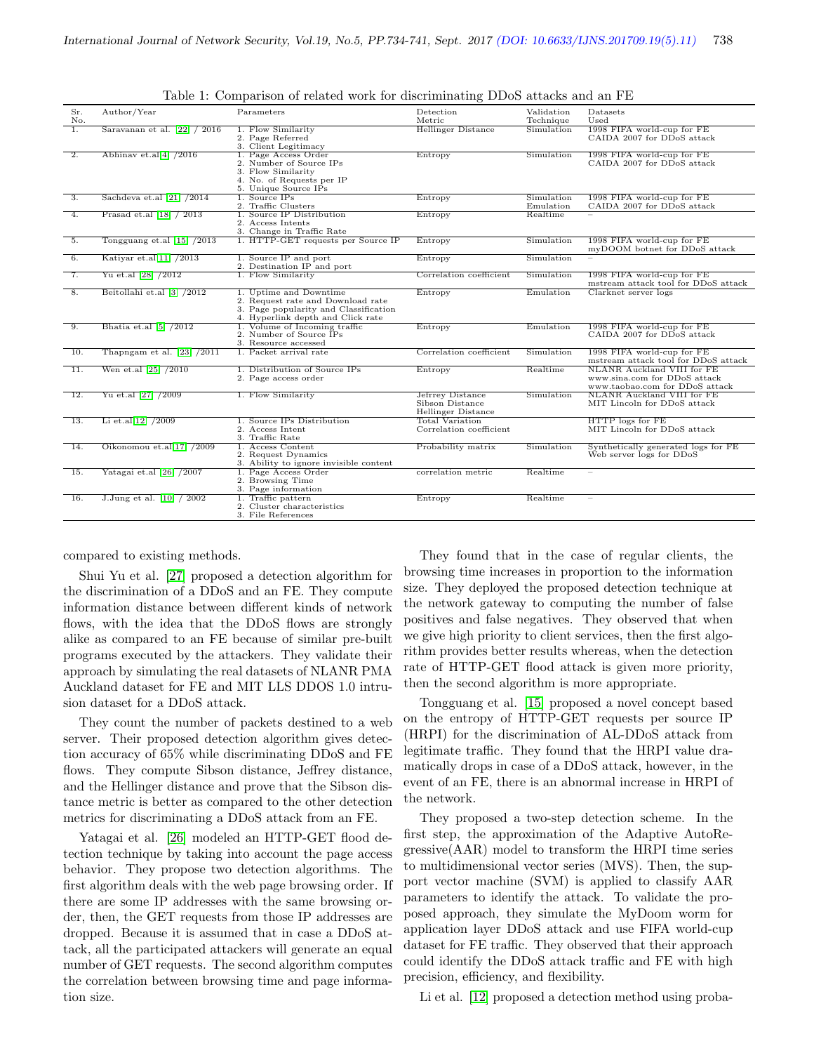Table 1: Comparison of related work for discriminating DDoS attacks and an FE

| Sr. No. | Author/Year | Parameters | Detection Metric | Validation Technique | Datasets Used |
|---|---|---|---|---|---|
| 1. | Saravanan et al. [22] / 2016 | 1. Flow Similarity<br>2. Page Referred<br>3. Client Legitimacy | Hellinger Distance | Simulation | 1998 FIFA world-cup for FE<br>CAIDA 2007 for DDoS attack |
| 2. | Abhinav et.al[4] /2016 | 1. Page Access Order<br>2. Number of Source IPs<br>3. Flow Similarity<br>4. No. of Requests per IP<br>5. Unique Source IPs | Entropy | Simulation | 1998 FIFA world-cup for FE<br>CAIDA 2007 for DDoS attack |
| 3. | Sachdeva et.al [21] /2014 | 1. Source IPs<br>2. Traffic Clusters | Entropy | Simulation<br>Emulation | 1998 FIFA world-cup for FE<br>CAIDA 2007 for DDoS attack |
| 4. | Prasad et.al [18] / 2013 | 1. Source IP Distribution<br>2. Access Intents<br>3. Change in Traffic Rate | Entropy | Realtime | – |
| 5. | Tongguang et.al [15] /2013 | 1. HTTP-GET requests per Source IP | Entropy | Simulation | 1998 FIFA world-cup for FE<br>myDOOM botnet for DDoS attack |
| 6. | Katiyar et.al[11] /2013 | 1. Source IP and port<br>2. Destination IP and port | Entropy | Simulation | – |
| 7. | Yu et.al [28] /2012 | 1. Flow Similarity | Correlation coefficient | Simulation | 1998 FIFA world-cup for FE<br>mstream attack tool for DDoS attack |
| 8. | Beitollahi et.al [3] /2012 | 1. Uptime and Downtime<br>2. Request rate and Download rate<br>3. Page popularity and Classification<br>4. Hyperlink depth and Click rate | Entropy | Emulation | Clarknet server logs |
| 9. | Bhatia et.al [5] /2012 | 1. Volume of Incoming traffic<br>2. Number of Source IPs<br>3. Resource accessed | Entropy | Emulation | 1998 FIFA world-cup for FE<br>CAIDA 2007 for DDoS attack |
| 10. | Thapngam et al. [23] /2011 | 1. Packet arrival rate | Correlation coefficient | Simulation | 1998 FIFA world-cup for FE<br>mstream attack tool for DDoS attack |
| 11. | Wen et.al [25] /2010 | 1. Distribution of Source IPs<br>2. Page access order | Entropy | Realtime | NLANR Auckland VIII for FE<br>www.sina.com for DDoS attack<br>www.taobao.com for DDoS attack |
| 12. | Yu et.al [27] /2009 | 1. Flow Similarity | Jefrrey Distance<br>Sibson Distance<br>Hellinger Distance | Simulation | NLANR Auckland VIII for FE<br>MIT Lincoln for DDoS attack |
| 13. | Li et.al[12] /2009 | 1. Source IPs Distribution<br>2. Access Intent<br>3. Traffic Rate | Total Variation<br>Correlation coefficient | | HTTP logs for FE<br>MIT Lincoln for DDoS attack |
| 14. | Oikonomou et.al[17] /2009 | 1. Access Content<br>2. Request Dynamics<br>3. Ability to ignore invisible content | Probability matrix | Simulation | Synthetically generated logs for FE<br>Web server logs for DDoS |
| 15. | Yatagai et.al [26] /2007 | 1. Page Access Order<br>2. Browsing Time<br>3. Page information | correlation metric | Realtime | – |
| 16. | J.Jung et al. [10] / 2002 | 1. Traffic pattern<br>2. Cluster characteristics<br>3. File References | Entropy | Realtime | – |

compared to existing methods.

Shui Yu et al. [27] proposed a detection algorithm for the discrimination of a DDoS and an FE. They compute information distance between different kinds of network flows, with the idea that the DDoS flows are strongly alike as compared to an FE because of similar pre-built programs executed by the attackers. They validate their approach by simulating the real datasets of NLANR PMA Auckland dataset for FE and MIT LLS DDOS 1.0 intrusion dataset for a DDoS attack.

They count the number of packets destined to a web server. Their proposed detection algorithm gives detection accuracy of 65% while discriminating DDoS and FE flows. They compute Sibson distance, Jeffrey distance, and the Hellinger distance and prove that the Sibson distance metric is better as compared to the other detection metrics for discriminating a DDoS attack from an FE.

Yatagai et al. [26] modeled an HTTP-GET flood detection technique by taking into account the page access behavior. They propose two detection algorithms. The first algorithm deals with the web page browsing order. If there are some IP addresses with the same browsing order, then, the GET requests from those IP addresses are dropped. Because it is assumed that in case a DDoS attack, all the participated attackers will generate an equal number of GET requests. The second algorithm computes the correlation between browsing time and page information size.

They found that in the case of regular clients, the browsing time increases in proportion to the information size. They deployed the proposed detection technique at the network gateway to computing the number of false positives and false negatives. They observed that when we give high priority to client services, then the first algorithm provides better results whereas, when the detection rate of HTTP-GET flood attack is given more priority, then the second algorithm is more appropriate.

Tongguang et al. [15] proposed a novel concept based on the entropy of HTTP-GET requests per source IP (HRPI) for the discrimination of AL-DDoS attack from legitimate traffic. They found that the HRPI value dramatically drops in case of a DDoS attack, however, in the event of an FE, there is an abnormal increase in HRPI of the network.

They proposed a two-step detection scheme. In the first step, the approximation of the Adaptive AutoRegressive(AAR) model to transform the HRPI time series to multidimensional vector series (MVS). Then, the support vector machine (SVM) is applied to classify AAR parameters to identify the attack. To validate the proposed approach, they simulate the MyDoom worm for application layer DDoS attack and use FIFA world-cup dataset for FE traffic. They observed that their approach could identify the DDoS attack traffic and FE with high precision, efficiency, and flexibility.

Li et al. [12] proposed a detection method using proba-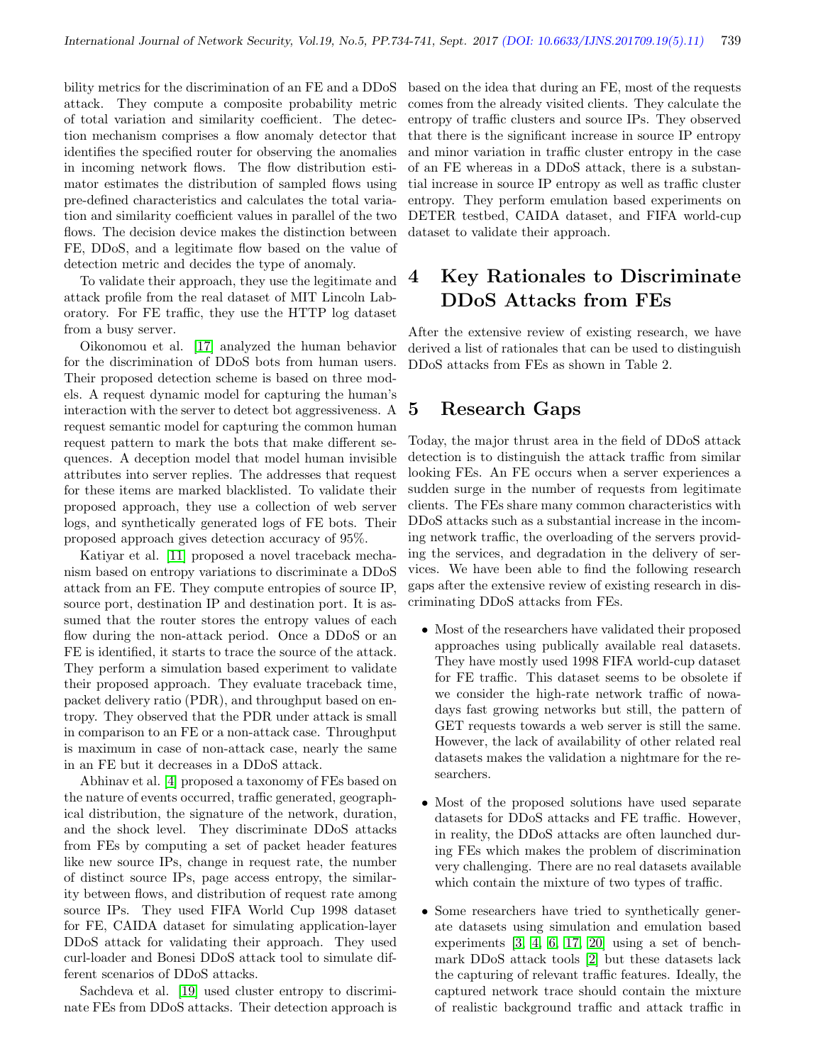bility metrics for the discrimination of an FE and a DDoS attack. They compute a composite probability metric of total variation and similarity coefficient. The detection mechanism comprises a flow anomaly detector that identifies the specified router for observing the anomalies in incoming network flows. The flow distribution estimator estimates the distribution of sampled flows using pre-defined characteristics and calculates the total variation and similarity coefficient values in parallel of the two flows. The decision device makes the distinction between FE, DDoS, and a legitimate flow based on the value of detection metric and decides the type of anomaly.

To validate their approach, they use the legitimate and attack profile from the real dataset of MIT Lincoln Laboratory. For FE traffic, they use the HTTP log dataset from a busy server.

Oikonomou et al. [17] analyzed the human behavior for the discrimination of DDoS bots from human users. Their proposed detection scheme is based on three models. A request dynamic model for capturing the human's interaction with the server to detect bot aggressiveness. A request semantic model for capturing the common human request pattern to mark the bots that make different sequences. A deception model that model human invisible attributes into server replies. The addresses that request for these items are marked blacklisted. To validate their proposed approach, they use a collection of web server logs, and synthetically generated logs of FE bots. Their proposed approach gives detection accuracy of 95%.

Katiyar et al. [11] proposed a novel traceback mechanism based on entropy variations to discriminate a DDoS attack from an FE. They compute entropies of source IP, source port, destination IP and destination port. It is assumed that the router stores the entropy values of each flow during the non-attack period. Once a DDoS or an FE is identified, it starts to trace the source of the attack. They perform a simulation based experiment to validate their proposed approach. They evaluate traceback time, packet delivery ratio (PDR), and throughput based on entropy. They observed that the PDR under attack is small in comparison to an FE or a non-attack case. Throughput is maximum in case of non-attack case, nearly the same in an FE but it decreases in a DDoS attack.

Abhinav et al. [4] proposed a taxonomy of FEs based on the nature of events occurred, traffic generated, geographical distribution, the signature of the network, duration, and the shock level. They discriminate DDoS attacks from FEs by computing a set of packet header features like new source IPs, change in request rate, the number of distinct source IPs, page access entropy, the similarity between flows, and distribution of request rate among source IPs. They used FIFA World Cup 1998 dataset for FE, CAIDA dataset for simulating application-layer DDoS attack for validating their approach. They used curl-loader and Bonesi DDoS attack tool to simulate different scenarios of DDoS attacks.

Sachdeva et al. [19] used cluster entropy to discriminate FEs from DDoS attacks. Their detection approach is based on the idea that during an FE, most of the requests comes from the already visited clients. They calculate the entropy of traffic clusters and source IPs. They observed that there is the significant increase in source IP entropy and minor variation in traffic cluster entropy in the case of an FE whereas in a DDoS attack, there is a substantial increase in source IP entropy as well as traffic cluster entropy. They perform emulation based experiments on DETER testbed, CAIDA dataset, and FIFA world-cup dataset to validate their approach.

# 4 Key Rationales to Discriminate DDoS Attacks from FEs

After the extensive review of existing research, we have derived a list of rationales that can be used to distinguish DDoS attacks from FEs as shown in Table 2.

# 5 Research Gaps

Today, the major thrust area in the field of DDoS attack detection is to distinguish the attack traffic from similar looking FEs. An FE occurs when a server experiences a sudden surge in the number of requests from legitimate clients. The FEs share many common characteristics with DDoS attacks such as a substantial increase in the incoming network traffic, the overloading of the servers providing the services, and degradation in the delivery of services. We have been able to find the following research gaps after the extensive review of existing research in discriminating DDoS attacks from FEs.

- Most of the researchers have validated their proposed approaches using publically available real datasets. They have mostly used 1998 FIFA world-cup dataset for FE traffic. This dataset seems to be obsolete if we consider the high-rate network traffic of nowadays fast growing networks but still, the pattern of GET requests towards a web server is still the same. However, the lack of availability of other related real datasets makes the validation a nightmare for the researchers.

- Most of the proposed solutions have used separate datasets for DDoS attacks and FE traffic. However, in reality, the DDoS attacks are often launched during FEs which makes the problem of discrimination very challenging. There are no real datasets available which contain the mixture of two types of traffic.

- Some researchers have tried to synthetically generate datasets using simulation and emulation based experiments [3, 4, 6, 17, 20] using a set of benchmark DDoS attack tools [2] but these datasets lack the capturing of relevant traffic features. Ideally, the captured network trace should contain the mixture of realistic background traffic and attack traffic in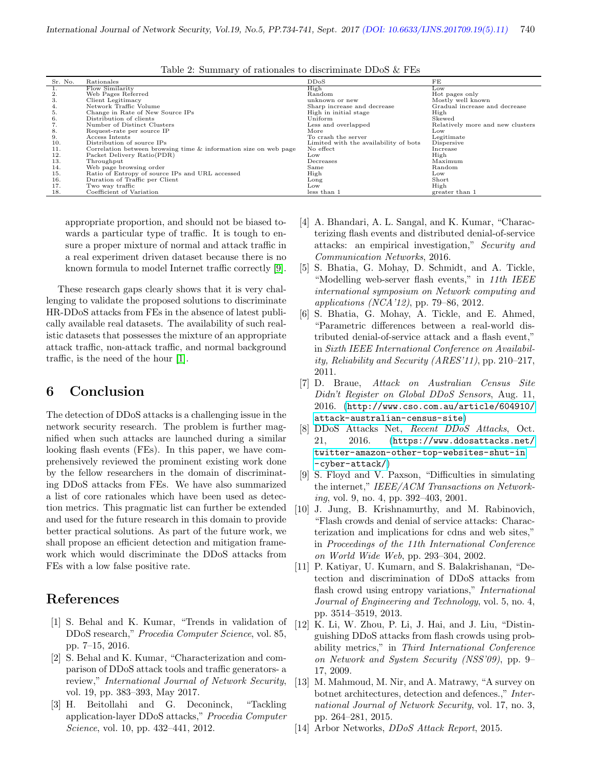Table 2: Summary of rationales to discriminate DDoS & FEs

| Sr. No. | Rationales | DDoS | FE |
|---|---|---|---|
| 1. | Flow Similarity | High | Low |
| 2. | Web Pages Referred | Random | Hot pages only |
| 3. | Client Legitimacy | unknown or new | Mostly well known |
| 4. | Network Traffic Volume | Sharp increase and decrease | Gradual increase and decrease |
| 5. | Change in Rate of New Source IPs | High in initial stage | High |
| 6. | Distribution of clients | Uniform | Skewed |
| 7. | Number of Distinct Clusters | Less and overlapped | Relatively more and new clusters |
| 8. | Request-rate per source IP | More | Low |
| 9. | Access Intents | To crash the server | Legitimate |
| 10. | Distribution of source IPs | Limited with the availability of bots | Dispersive |
| 11. | Correlation between browsing time & information size on web page | No effect | Increase |
| 12. | Packet Delivery Ratio(PDR) | Low | High |
| 13. | Throughput | Decreases | Maximum |
| 14. | Web page browsing order | Same | Random |
| 15. | Ratio of Entropy of source IPs and URL accessed | High | Low |
| 16. | Duration of Traffic per Client | Long | Short |
| 17. | Two way traffic | Low | High |
| 18. | Coefficient of Variation | less than 1 | greater than 1 |

appropriate proportion, and should not be biased towards a particular type of traffic. It is tough to ensure a proper mixture of normal and attack traffic in a real experiment driven dataset because there is no known formula to model Internet traffic correctly [9].

These research gaps clearly shows that it is very challenging to validate the proposed solutions to discriminate HR-DDoS attacks from FEs in the absence of latest publically available real datasets. The availability of such realistic datasets that possesses the mixture of an appropriate attack traffic, non-attack traffic, and normal background traffic, is the need of the hour [1].

# 6 Conclusion

The detection of DDoS attacks is a challenging issue in the network security research. The problem is further magnified when such attacks are launched during a similar looking flash events (FEs). In this paper, we have comprehensively reviewed the prominent existing work done by the fellow researchers in the domain of discriminating DDoS attacks from FEs. We have also summarized a list of core rationales which have been used as detection metrics. This pragmatic list can further be extended and used for the future research in this domain to provide better practical solutions. As part of the future work, we shall propose an efficient detection and mitigation framework which would discriminate the DDoS attacks from FEs with a low false positive rate.

# References

[1] S. Behal and K. Kumar, "Trends in validation of DDoS research," *Procedia Computer Science*, vol. 85, pp. 7–15, 2016.

[2] S. Behal and K. Kumar, "Characterization and comparison of DDoS attack tools and traffic generators- a review," *International Journal of Network Security*, vol. 19, pp. 383–393, May 2017.

[3] H. Beitollahi and G. Deconinck, "Tackling application-layer DDoS attacks," *Procedia Computer Science*, vol. 10, pp. 432–441, 2012.

[4] A. Bhandari, A. L. Sangal, and K. Kumar, "Characterizing flash events and distributed denial-of-service attacks: an empirical investigation," *Security and Communication Networks*, 2016.

[5] S. Bhatia, G. Mohay, D. Schmidt, and A. Tickle, "Modelling web-server flash events," in *11th IEEE international symposium on Network computing and applications (NCA'12)*, pp. 79–86, 2012.

[6] S. Bhatia, G. Mohay, A. Tickle, and E. Ahmed, "Parametric differences between a real-world distributed denial-of-service attack and a flash event," in *Sixth IEEE International Conference on Availability, Reliability and Security (ARES'11)*, pp. 210–217, 2011.

[7] D. Braue, *Attack on Australian Census Site Didn't Register on Global DDoS Sensors*, Aug. 11, 2016. (http://www.cso.com.au/article/604910/attack-australian-census-site)

[8] DDoS Attacks Net, *Recent DDoS Attacks*, Oct. 21, 2016. (https://www.ddosattacks.net/twitter-amazon-other-top-websites-shut-in-cyber-attack/)

[9] S. Floyd and V. Paxson, "Difficulties in simulating the internet," *IEEE/ACM Transactions on Networking*, vol. 9, no. 4, pp. 392–403, 2001.

[10] J. Jung, B. Krishnamurthy, and M. Rabinovich, "Flash crowds and denial of service attacks: Characterization and implications for cdns and web sites," in *Proceedings of the 11th International Conference on World Wide Web*, pp. 293–304, 2002.

[11] P. Katiyar, U. Kumarn, and S. Balakrishanan, "Detection and discrimination of DDoS attacks from flash crowd using entropy variations," *International Journal of Engineering and Technology*, vol. 5, no. 4, pp. 3514–3519, 2013.

[12] K. Li, W. Zhou, P. Li, J. Hai, and J. Liu, "Distinguishing DDoS attacks from flash crowds using probability metrics," in *Third International Conference on Network and System Security (NSS'09)*, pp. 9–17, 2009.

[13] M. Mahmoud, M. Nir, and A. Matrawy, "A survey on botnet architectures, detection and defences.," *International Journal of Network Security*, vol. 17, no. 3, pp. 264–281, 2015.

[14] Arbor Networks, *DDoS Attack Report*, 2015.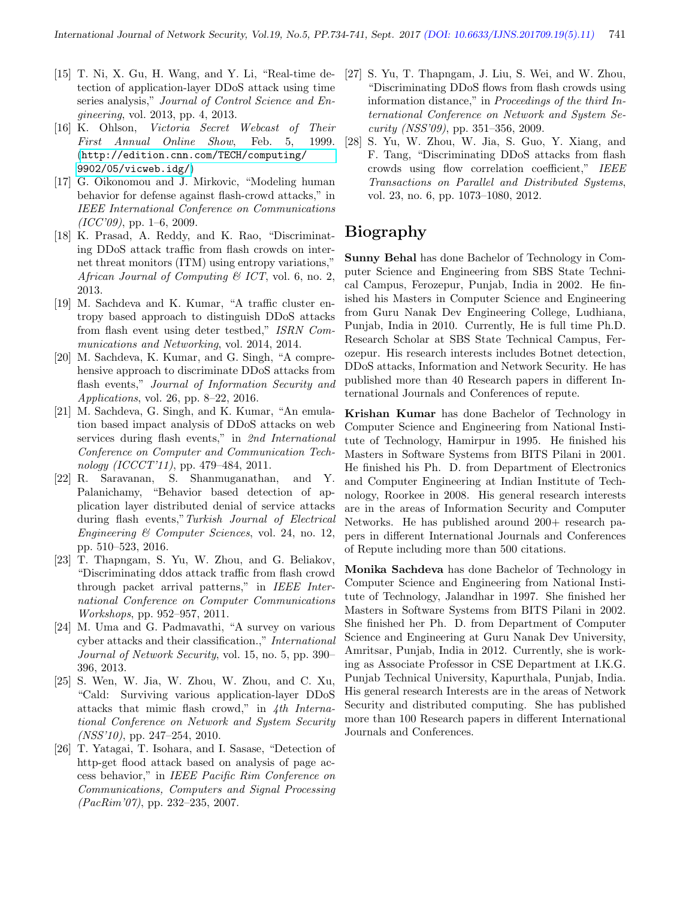[15] T. Ni, X. Gu, H. Wang, and Y. Li, "Real-time detection of application-layer DDoS attack using time series analysis," *Journal of Control Science and Engineering*, vol. 2013, pp. 4, 2013.

[16] K. Ohlson, *Victoria Secret Webcast of Their First Annual Online Show*, Feb. 5, 1999. (http://edition.cnn.com/TECH/computing/9902/05/vicweb.idg/)

[17] G. Oikonomou and J. Mirkovic, "Modeling human behavior for defense against flash-crowd attacks," in *IEEE International Conference on Communications (ICC'09)*, pp. 1–6, 2009.

[18] K. Prasad, A. Reddy, and K. Rao, "Discriminating DDoS attack traffic from flash crowds on internet threat monitors (ITM) using entropy variations," *African Journal of Computing & ICT*, vol. 6, no. 2, 2013.

[19] M. Sachdeva and K. Kumar, "A traffic cluster entropy based approach to distinguish DDoS attacks from flash event using deter testbed," *ISRN Communications and Networking*, vol. 2014, 2014.

[20] M. Sachdeva, K. Kumar, and G. Singh, "A comprehensive approach to discriminate DDoS attacks from flash events," *Journal of Information Security and Applications*, vol. 26, pp. 8–22, 2016.

[21] M. Sachdeva, G. Singh, and K. Kumar, "An emulation based impact analysis of DDoS attacks on web services during flash events," in *2nd International Conference on Computer and Communication Technology (ICCCT'11)*, pp. 479–484, 2011.

[22] R. Saravanan, S. Shanmuganathan, and Y. Palanichamy, "Behavior based detection of application layer distributed denial of service attacks during flash events,"*Turkish Journal of Electrical Engineering & Computer Sciences*, vol. 24, no. 12, pp. 510–523, 2016.

[23] T. Thapngam, S. Yu, W. Zhou, and G. Beliakov, "Discriminating ddos attack traffic from flash crowd through packet arrival patterns," in *IEEE International Conference on Computer Communications Workshops*, pp. 952–957, 2011.

[24] M. Uma and G. Padmavathi, "A survey on various cyber attacks and their classification.," *International Journal of Network Security*, vol. 15, no. 5, pp. 390–396, 2013.

[25] S. Wen, W. Jia, W. Zhou, W. Zhou, and C. Xu, "Cald: Surviving various application-layer DDoS attacks that mimic flash crowd," in *4th International Conference on Network and System Security (NSS'10)*, pp. 247–254, 2010.

[26] T. Yatagai, T. Isohara, and I. Sasase, "Detection of http-get flood attack based on analysis of page access behavior," in *IEEE Pacific Rim Conference on Communications, Computers and Signal Processing (PacRim'07)*, pp. 232–235, 2007.

[27] S. Yu, T. Thapngam, J. Liu, S. Wei, and W. Zhou, "Discriminating DDoS flows from flash crowds using information distance," in *Proceedings of the third International Conference on Network and System Security (NSS'09)*, pp. 351–356, 2009.

[28] S. Yu, W. Zhou, W. Jia, S. Guo, Y. Xiang, and F. Tang, "Discriminating DDoS attacks from flash crowds using flow correlation coefficient," *IEEE Transactions on Parallel and Distributed Systems*, vol. 23, no. 6, pp. 1073–1080, 2012.

# Biography

**Sunny Behal** has done Bachelor of Technology in Computer Science and Engineering from SBS State Technical Campus, Ferozepur, Punjab, India in 2002. He finished his Masters in Computer Science and Engineering from Guru Nanak Dev Engineering College, Ludhiana, Punjab, India in 2010. Currently, He is full time Ph.D. Research Scholar at SBS State Technical Campus, Ferozepur. His research interests includes Botnet detection, DDoS attacks, Information and Network Security. He has published more than 40 Research papers in different International Journals and Conferences of repute.

**Krishan Kumar** has done Bachelor of Technology in Computer Science and Engineering from National Institute of Technology, Hamirpur in 1995. He finished his Masters in Software Systems from BITS Pilani in 2001. He finished his Ph. D. from Department of Electronics and Computer Engineering at Indian Institute of Technology, Roorkee in 2008. His general research interests are in the areas of Information Security and Computer Networks. He has published around 200+ research papers in different International Journals and Conferences of Repute including more than 500 citations.

**Monika Sachdeva** has done Bachelor of Technology in Computer Science and Engineering from National Institute of Technology, Jalandhar in 1997. She finished her Masters in Software Systems from BITS Pilani in 2002. She finished her Ph. D. from Department of Computer Science and Engineering at Guru Nanak Dev University, Amritsar, Punjab, India in 2012. Currently, she is working as Associate Professor in CSE Department at I.K.G. Punjab Technical University, Kapurthala, Punjab, India. His general research Interests are in the areas of Network Security and distributed computing. She has published more than 100 Research papers in different International Journals and Conferences.